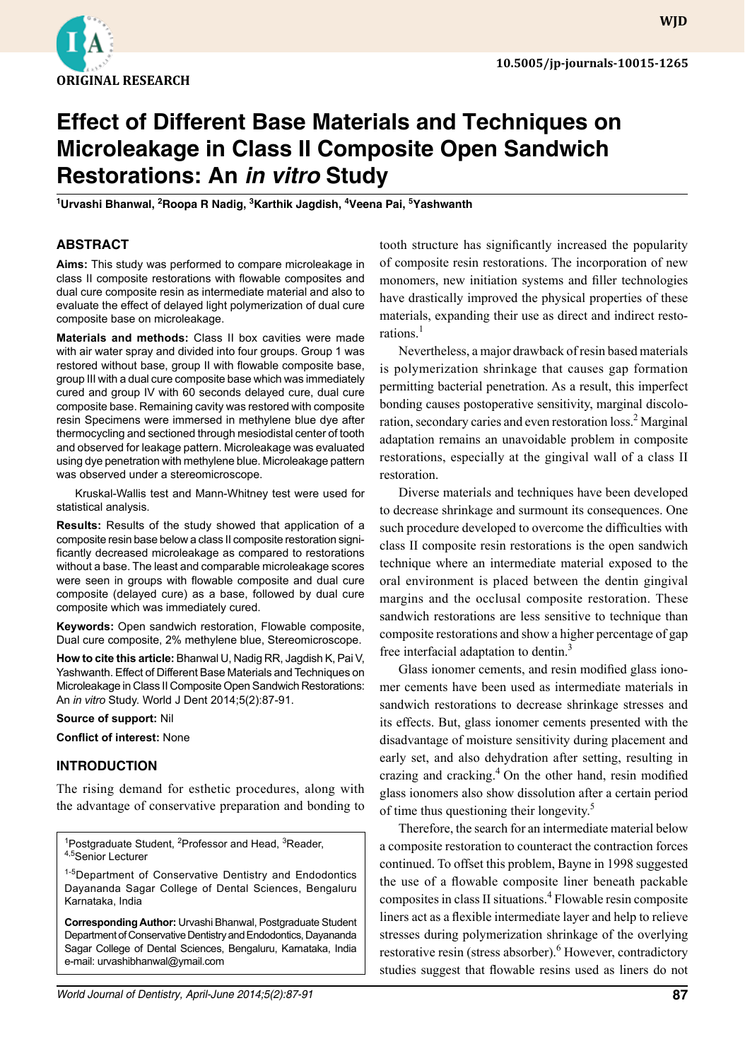ORIGINAL RESEARCH

10.5005/jp-journals-10015-1265

# Effect of Different Base Materials and Techniques on Microleakage in Class II Composite Open Sandwich Restorations: An *in vitro* Study

[1]Urvashi Bhanwal, [2]Roopa R Nadig, [3]Karthik Jagdish, [4]Veena Pai, [5]Yashwanth

## ABSTRACT

**Aims:** This study was performed to compare microleakage in class II composite restorations with flowable composites and dual cure composite resin as intermediate material and also to evaluate the effect of delayed light polymerization of dual cure composite base on microleakage.

**Materials and methods:** Class II box cavities were made with air water spray and divided into four groups. Group 1 was restored without base, group II with flowable composite base, group III with a dual cure composite base which was immediately cured and group IV with 60 seconds delayed cure, dual cure composite base. Remaining cavity was restored with composite resin Specimens were immersed in methylene blue dye after thermocycling and sectioned through mesiodistal center of tooth and observed for leakage pattern. Microleakage was evaluated using dye penetration with methylene blue. Microleakage pattern was observed under a stereomicroscope.

Kruskal-Wallis test and Mann-Whitney test were used for statistical analysis.

**Results:** Results of the study showed that application of a composite resin base below a class II composite restoration significantly decreased microleakage as compared to restorations without a base. The least and comparable microleakage scores were seen in groups with flowable composite and dual cure composite (delayed cure) as a base, followed by dual cure composite which was immediately cured.

**Keywords:** Open sandwich restoration, Flowable composite, Dual cure composite, 2% methylene blue, Stereomicroscope.

**How to cite this article:** Bhanwal U, Nadig RR, Jagdish K, Pai V, Yashwanth. Effect of Different Base Materials and Techniques on Microleakage in Class II Composite Open Sandwich Restorations: An *in vitro* Study. World J Dent 2014;5(2):87-91.

**Source of support:** Nil

**Conflict of interest:** None

## INTRODUCTION

The rising demand for esthetic procedures, along with the advantage of conservative preparation and bonding to tooth structure has significantly increased the popularity of composite resin restorations. The incorporation of new monomers, new initiation systems and filler technologies have drastically improved the physical properties of these materials, expanding their use as direct and indirect restorations.[1]

Nevertheless, a major drawback of resin based materials is polymerization shrinkage that causes gap formation permitting bacterial penetration. As a result, this imperfect bonding causes postoperative sensitivity, marginal discoloration, secondary caries and even restoration loss.[2] Marginal adaptation remains an unavoidable problem in composite restorations, especially at the gingival wall of a class II restoration.

Diverse materials and techniques have been developed to decrease shrinkage and surmount its consequences. One such procedure developed to overcome the difficulties with class II composite resin restorations is the open sandwich technique where an intermediate material exposed to the oral environment is placed between the dentin gingival margins and the occlusal composite restoration. These sandwich restorations are less sensitive to technique than composite restorations and show a higher percentage of gap free interfacial adaptation to dentin.[3]

Glass ionomer cements, and resin modified glass ionomer cements have been used as intermediate materials in sandwich restorations to decrease shrinkage stresses and its effects. But, glass ionomer cements presented with the disadvantage of moisture sensitivity during placement and early set, and also dehydration after setting, resulting in crazing and cracking.[4] On the other hand, resin modified glass ionomers also show dissolution after a certain period of time thus questioning their longevity.[5]

Therefore, the search for an intermediate material below a composite restoration to counteract the contraction forces continued. To offset this problem, Bayne in 1998 suggested the use of a flowable composite liner beneath packable composites in class II situations.[4] Flowable resin composite liners act as a flexible intermediate layer and help to relieve stresses during polymerization shrinkage of the overlying restorative resin (stress absorber).[6] However, contradictory studies suggest that flowable resins used as liners do not

---

[1]Postgraduate Student, [2]Professor and Head, [3]Reader, [4,5]Senior Lecturer

[1-5]Department of Conservative Dentistry and Endodontics Dayananda Sagar College of Dental Sciences, Bengaluru Karnataka, India

**Corresponding Author:** Urvashi Bhanwal, Postgraduate Student Department of Conservative Dentistry and Endodontics, Dayananda Sagar College of Dental Sciences, Bengaluru, Karnataka, India e-mail: urvashibhanwal@ymail.com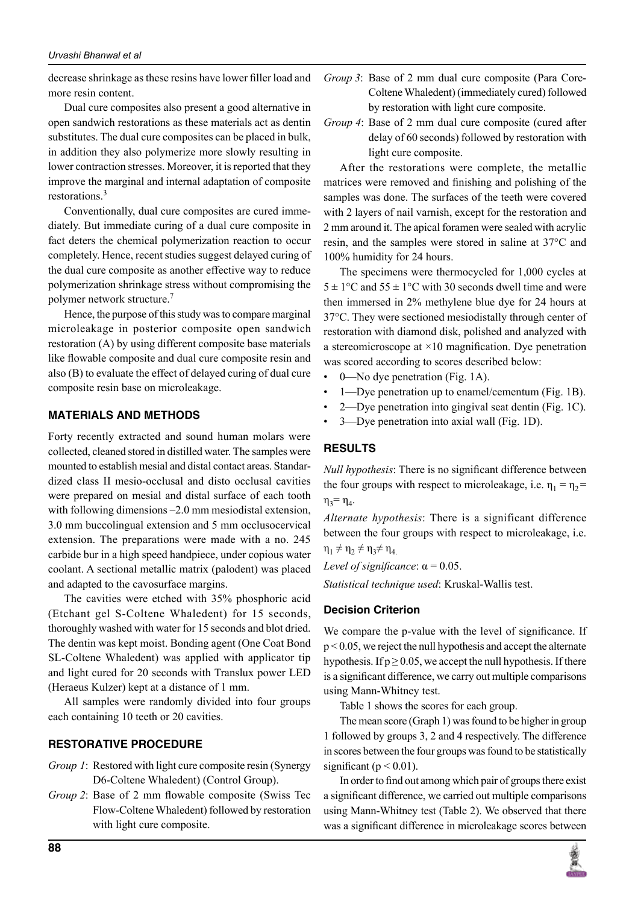decrease shrinkage as these resins have lower filler load and more resin content.

Dual cure composites also present a good alternative in open sandwich restorations as these materials act as dentin substitutes. The dual cure composites can be placed in bulk, in addition they also polymerize more slowly resulting in lower contraction stresses. Moreover, it is reported that they improve the marginal and internal adaptation of composite restorations.[3]

Conventionally, dual cure composites are cured immediately. But immediate curing of a dual cure composite in fact deters the chemical polymerization reaction to occur completely. Hence, recent studies suggest delayed curing of the dual cure composite as another effective way to reduce polymerization shrinkage stress without compromising the polymer network structure.[7]

Hence, the purpose of this study was to compare marginal microleakage in posterior composite open sandwich restoration (A) by using different composite base materials like flowable composite and dual cure composite resin and also (B) to evaluate the effect of delayed curing of dual cure composite resin base on microleakage.

## MATERIALS AND METHODS

Forty recently extracted and sound human molars were collected, cleaned stored in distilled water. The samples were mounted to establish mesial and distal contact areas. Standardized class II mesio-occlusal and disto occlusal cavities were prepared on mesial and distal surface of each tooth with following dimensions –2.0 mm mesiodistal extension, 3.0 mm buccolingual extension and 5 mm occlusocervical extension. The preparations were made with a no. 245 carbide bur in a high speed handpiece, under copious water coolant. A sectional metallic matrix (palodent) was placed and adapted to the cavosurface margins.

The cavities were etched with 35% phosphoric acid (Etchant gel S-Coltene Whaledent) for 15 seconds, thoroughly washed with water for 15 seconds and blot dried. The dentin was kept moist. Bonding agent (One Coat Bond SL-Coltene Whaledent) was applied with applicator tip and light cured for 20 seconds with Translux power LED (Heraeus Kulzer) kept at a distance of 1 mm.

All samples were randomly divided into four groups each containing 10 teeth or 20 cavities.

## RESTORATIVE PROCEDURE

*Group 1*: Restored with light cure composite resin (Synergy D6-Coltene Whaledent) (Control Group).

*Group 2*: Base of 2 mm flowable composite (Swiss Tec Flow-Coltene Whaledent) followed by restoration with light cure composite.

*Group 3*: Base of 2 mm dual cure composite (Para Core-Coltene Whaledent) (immediately cured) followed by restoration with light cure composite.

*Group 4*: Base of 2 mm dual cure composite (cured after delay of 60 seconds) followed by restoration with light cure composite.

After the restorations were complete, the metallic matrices were removed and finishing and polishing of the samples was done. The surfaces of the teeth were covered with 2 layers of nail varnish, except for the restoration and 2 mm around it. The apical foramen were sealed with acrylic resin, and the samples were stored in saline at 37°C and 100% humidity for 24 hours.

The specimens were thermocycled for 1,000 cycles at $5 \pm 1$°C and $55 \pm 1$°C with 30 seconds dwell time and were then immersed in 2% methylene blue dye for 24 hours at 37°C. They were sectioned mesiodistally through center of restoration with diamond disk, polished and analyzed with a stereomicroscope at ×10 magnification. Dye penetration was scored according to scores described below:

- 0—No dye penetration (Fig. 1A).
- 1—Dye penetration up to enamel/cementum (Fig. 1B).
- 2—Dye penetration into gingival seat dentin (Fig. 1C).
- 3—Dye penetration into axial wall (Fig. 1D).

## RESULTS

*Null hypothesis*: There is no significant difference between the four groups with respect to microleakage, i.e. $\eta_1 = \eta_2 = \eta_3 = \eta_4$.

*Alternate hypothesis*: There is a significant difference between the four groups with respect to microleakage, i.e. $\eta_1 \neq \eta_2 \neq \eta_3 \neq \eta_4$.

*Level of significance*: $\alpha = 0.05$.

*Statistical technique used*: Kruskal-Wallis test.

### Decision Criterion

We compare the p-value with the level of significance. If $p < 0.05$, we reject the null hypothesis and accept the alternate hypothesis. If $p \geq 0.05$, we accept the null hypothesis. If there is a significant difference, we carry out multiple comparisons using Mann-Whitney test.

Table 1 shows the scores for each group.

The mean score (Graph 1) was found to be higher in group 1 followed by groups 3, 2 and 4 respectively. The difference in scores between the four groups was found to be statistically significant ($p < 0.01$).

In order to find out among which pair of groups there exist a significant difference, we carried out multiple comparisons using Mann-Whitney test (Table 2). We observed that there was a significant difference in microleakage scores between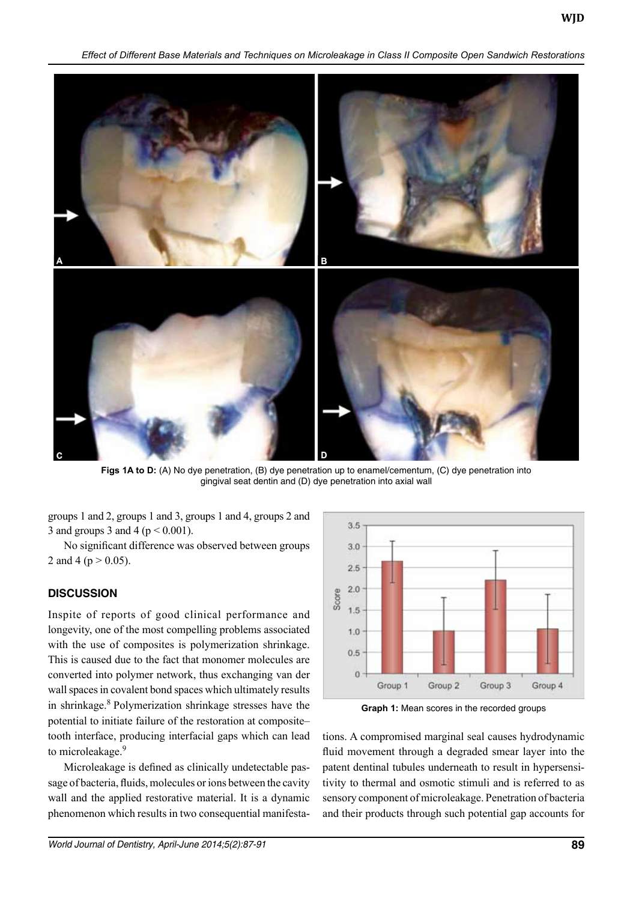Figs 1A to D: (A) No dye penetration, (B) dye penetration up to enamel/cementum, (C) dye penetration into gingival seat dentin and (D) dye penetration into axial wall

groups 1 and 2, groups 1 and 3, groups 1 and 4, groups 2 and 3 and groups 3 and 4 ($p < 0.001$).

No significant difference was observed between groups 2 and 4 ($p > 0.05$).

## DISCUSSION

Inspite of reports of good clinical performance and longevity, one of the most compelling problems associated with the use of composites is polymerization shrinkage. This is caused due to the fact that monomer molecules are converted into polymer network, thus exchanging van der wall spaces in covalent bond spaces which ultimately results in shrinkage.[8] Polymerization shrinkage stresses have the potential to initiate failure of the restoration at composite–tooth interface, producing interfacial gaps which can lead to microleakage.[9]

Microleakage is defined as clinically undetectable passage of bacteria, fluids, molecules or ions between the cavity wall and the applied restorative material. It is a dynamic phenomenon which results in two consequential manifestations. A compromised marginal seal causes hydrodynamic fluid movement through a degraded smear layer into the patent dentinal tubules underneath to result in hypersensitivity to thermal and osmotic stimuli and is referred to as sensory component of microleakage. Penetration of bacteria and their products through such potential gap accounts for

Graph 1: Mean scores in the recorded groups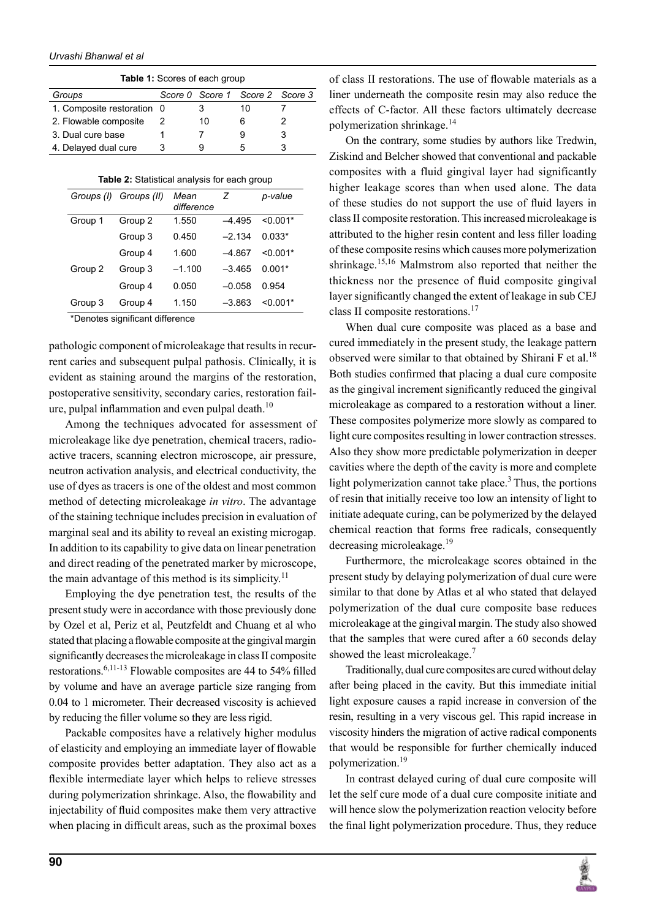**Table 1:** Scores of each group

| Groups | Score 0 | Score 1 | Score 2 | Score 3 |
|---|---|---|---|---|
| 1. Composite restoration | 0 | 3 | 10 | 7 |
| 2. Flowable composite | 2 | 10 | 6 | 2 |
| 3. Dual cure base | 1 | 7 | 9 | 3 |
| 4. Delayed dual cure | 3 | 9 | 5 | 3 |

**Table 2:** Statistical analysis for each group

| Groups (I) | Groups (II) | Mean difference | Z | p-value |
|---|---|---|---|---|
| Group 1 | Group 2 | 1.550 | –4.495 | <0.001* |
| | Group 3 | 0.450 | –2.134 | 0.033* |
| | Group 4 | 1.600 | –4.867 | <0.001* |
| Group 2 | Group 3 | –1.100 | –3.465 | 0.001* |
| | Group 4 | 0.050 | –0.058 | 0.954 |
| Group 3 | Group 4 | 1.150 | –3.863 | <0.001* |

*Denotes significant difference

pathologic component of microleakage that results in recurrent caries and subsequent pulpal pathosis. Clinically, it is evident as staining around the margins of the restoration, postoperative sensitivity, secondary caries, restoration failure, pulpal inflammation and even pulpal death.[10]

Among the techniques advocated for assessment of microleakage like dye penetration, chemical tracers, radioactive tracers, scanning electron microscope, air pressure, neutron activation analysis, and electrical conductivity, the use of dyes as tracers is one of the oldest and most common method of detecting microleakage *in vitro*. The advantage of the staining technique includes precision in evaluation of marginal seal and its ability to reveal an existing microgap. In addition to its capability to give data on linear penetration and direct reading of the penetrated marker by microscope, the main advantage of this method is its simplicity.[11]

Employing the dye penetration test, the results of the present study were in accordance with those previously done by Ozel et al, Periz et al, Peutzfeldt and Chuang et al who stated that placing a flowable composite at the gingival margin significantly decreases the microleakage in class II composite restorations.[6,11-13] Flowable composites are 44 to 54% filled by volume and have an average particle size ranging from 0.04 to 1 micrometer. Their decreased viscosity is achieved by reducing the filler volume so they are less rigid.

Packable composites have a relatively higher modulus of elasticity and employing an immediate layer of flowable composite provides better adaptation. They also act as a flexible intermediate layer which helps to relieve stresses during polymerization shrinkage. Also, the flowability and injectability of fluid composites make them very attractive when placing in difficult areas, such as the proximal boxes of class II restorations. The use of flowable materials as a liner underneath the composite resin may also reduce the effects of C-factor. All these factors ultimately decrease polymerization shrinkage.[14]

On the contrary, some studies by authors like Tredwin, Ziskind and Belcher showed that conventional and packable composites with a fluid gingival layer had significantly higher leakage scores than when used alone. The data of these studies do not support the use of fluid layers in class II composite restoration. This increased microleakage is attributed to the higher resin content and less filler loading of these composite resins which causes more polymerization shrinkage.[15,16] Malmstrom also reported that neither the thickness nor the presence of fluid composite gingival layer significantly changed the extent of leakage in sub CEJ class II composite restorations.[17]

When dual cure composite was placed as a base and cured immediately in the present study, the leakage pattern observed were similar to that obtained by Shirani F et al.[18] Both studies confirmed that placing a dual cure composite as the gingival increment significantly reduced the gingival microleakage as compared to a restoration without a liner. These composites polymerize more slowly as compared to light cure composites resulting in lower contraction stresses. Also they show more predictable polymerization in deeper cavities where the depth of the cavity is more and complete light polymerization cannot take place.[3] Thus, the portions of resin that initially receive too low an intensity of light to initiate adequate curing, can be polymerized by the delayed chemical reaction that forms free radicals, consequently decreasing microleakage.[19]

Furthermore, the microleakage scores obtained in the present study by delaying polymerization of dual cure were similar to that done by Atlas et al who stated that delayed polymerization of the dual cure composite base reduces microleakage at the gingival margin. The study also showed that the samples that were cured after a 60 seconds delay showed the least microleakage.[7]

Traditionally, dual cure composites are cured without delay after being placed in the cavity. But this immediate initial light exposure causes a rapid increase in conversion of the resin, resulting in a very viscous gel. This rapid increase in viscosity hinders the migration of active radical components that would be responsible for further chemically induced polymerization.[19]

In contrast delayed curing of dual cure composite will let the self cure mode of a dual cure composite initiate and will hence slow the polymerization reaction velocity before the final light polymerization procedure. Thus, they reduce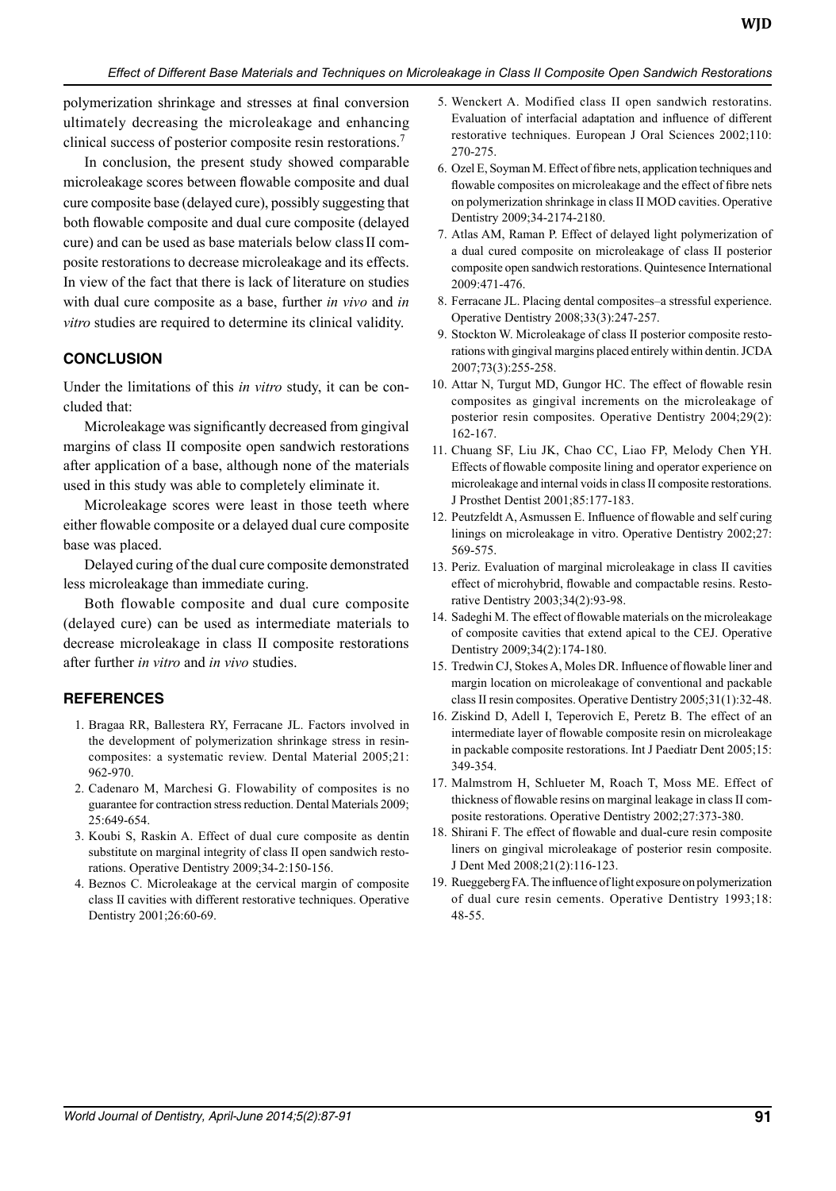polymerization shrinkage and stresses at final conversion ultimately decreasing the microleakage and enhancing clinical success of posterior composite resin restorations.[7]

In conclusion, the present study showed comparable microleakage scores between flowable composite and dual cure composite base (delayed cure), possibly suggesting that both flowable composite and dual cure composite (delayed cure) and can be used as base materials below class II composite restorations to decrease microleakage and its effects. In view of the fact that there is lack of literature on studies with dual cure composite as a base, further *in vivo* and *in vitro* studies are required to determine its clinical validity.

## CONCLUSION

Under the limitations of this *in vitro* study, it can be concluded that:

Microleakage was significantly decreased from gingival margins of class II composite open sandwich restorations after application of a base, although none of the materials used in this study was able to completely eliminate it.

Microleakage scores were least in those teeth where either flowable composite or a delayed dual cure composite base was placed.

Delayed curing of the dual cure composite demonstrated less microleakage than immediate curing.

Both flowable composite and dual cure composite (delayed cure) can be used as intermediate materials to decrease microleakage in class II composite restorations after further *in vitro* and *in vivo* studies.

## REFERENCES

1. Bragaa RR, Ballestera RY, Ferracane JL. Factors involved in the development of polymerization shrinkage stress in resin-composites: a systematic review. Dental Material 2005;21:962-970.
2. Cadenaro M, Marchesi G. Flowability of composites is no guarantee for contraction stress reduction. Dental Materials 2009;25:649-654.
3. Koubi S, Raskin A. Effect of dual cure composite as dentin substitute on marginal integrity of class II open sandwich restorations. Operative Dentistry 2009;34-2:150-156.
4. Beznos C. Microleakage at the cervical margin of composite class II cavities with different restorative techniques. Operative Dentistry 2001;26:60-69.
5. Wenckert A. Modified class II open sandwich restoratins. Evaluation of interfacial adaptation and influence of different restorative techniques. European J Oral Sciences 2002;110:270-275.
6. Ozel E, Soyman M. Effect of fibre nets, application techniques and flowable composites on microleakage and the effect of fibre nets on polymerization shrinkage in class II MOD cavities. Operative Dentistry 2009;34-2174-2180.
7. Atlas AM, Raman P. Effect of delayed light polymerization of a dual cured composite on microleakage of class II posterior composite open sandwich restorations. Quintesence International 2009:471-476.
8. Ferracane JL. Placing dental composites–a stressful experience. Operative Dentistry 2008;33(3):247-257.
9. Stockton W. Microleakage of class II posterior composite restorations with gingival margins placed entirely within dentin. JCDA 2007;73(3):255-258.
10. Attar N, Turgut MD, Gungor HC. The effect of flowable resin composites as gingival increments on the microleakage of posterior resin composites. Operative Dentistry 2004;29(2):162-167.
11. Chuang SF, Liu JK, Chao CC, Liao FP, Melody Chen YH. Effects of flowable composite lining and operator experience on microleakage and internal voids in class II composite restorations. J Prosthet Dentist 2001;85:177-183.
12. Peutzfeldt A, Asmussen E. Influence of flowable and self curing linings on microleakage in vitro. Operative Dentistry 2002;27:569-575.
13. Periz. Evaluation of marginal microleakage in class II cavities effect of microhybrid, flowable and compactable resins. Restorative Dentistry 2003;34(2):93-98.
14. Sadeghi M. The effect of flowable materials on the microleakage of composite cavities that extend apical to the CEJ. Operative Dentistry 2009;34(2):174-180.
15. Tredwin CJ, Stokes A, Moles DR. Influence of flowable liner and margin location on microleakage of conventional and packable class II resin composites. Operative Dentistry 2005;31(1):32-48.
16. Ziskind D, Adell I, Teperovich E, Peretz B. The effect of an intermediate layer of flowable composite resin on microleakage in packable composite restorations. Int J Paediatr Dent 2005;15:349-354.
17. Malmstrom H, Schlueter M, Roach T, Moss ME. Effect of thickness of flowable resins on marginal leakage in class II composite restorations. Operative Dentistry 2002;27:373-380.
18. Shirani F. The effect of flowable and dual-cure resin composite liners on gingival microleakage of posterior resin composite. J Dent Med 2008;21(2):116-123.
19. Rueggeberg FA. The influence of light exposure on polymerization of dual cure resin cements. Operative Dentistry 1993;18:48-55.